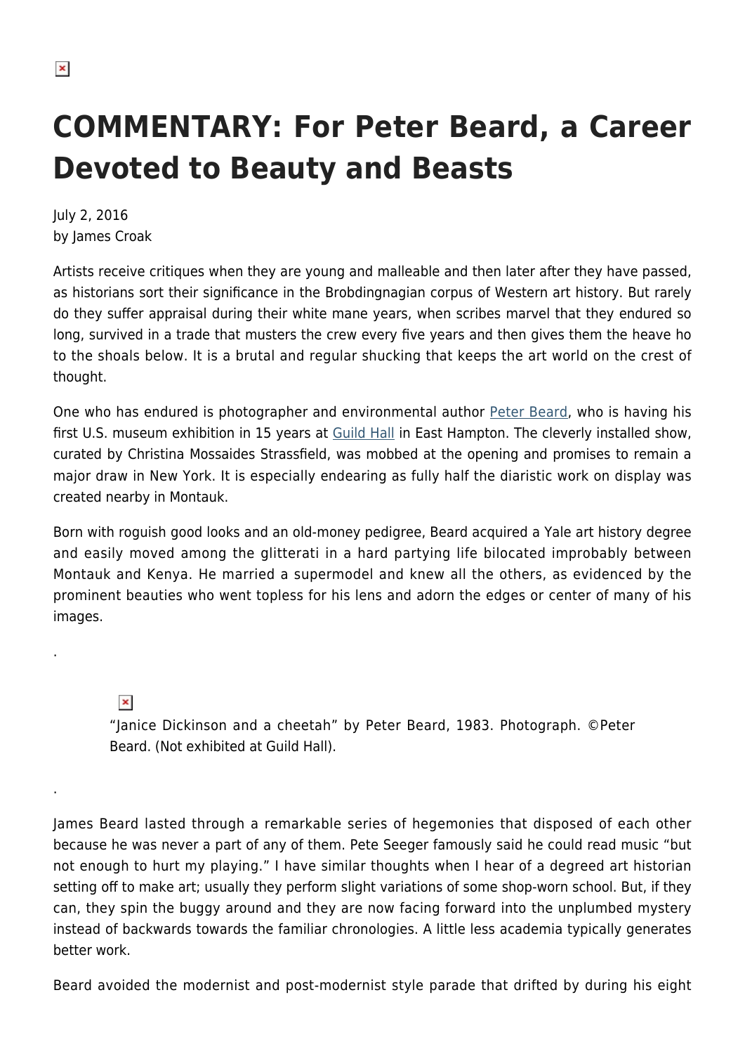# COMMENTARY: For Peter Beard, a Career Devoted to Beauty and Beasts

July 2, 2016
by James Croak

Artists receive critiques when they are young and malleable and then later after they have passed, as historians sort their significance in the Brobdingnagian corpus of Western art history. But rarely do they suffer appraisal during their white mane years, when scribes marvel that they endured so long, survived in a trade that musters the crew every five years and then gives them the heave ho to the shoals below. It is a brutal and regular shucking that keeps the art world on the crest of thought.

One who has endured is photographer and environmental author Peter Beard, who is having his first U.S. museum exhibition in 15 years at Guild Hall in East Hampton. The cleverly installed show, curated by Christina Mossaides Strassfield, was mobbed at the opening and promises to remain a major draw in New York. It is especially endearing as fully half the diaristic work on display was created nearby in Montauk.

Born with roguish good looks and an old-money pedigree, Beard acquired a Yale art history degree and easily moved among the glitterati in a hard partying life bilocated improbably between Montauk and Kenya. He married a supermodel and knew all the others, as evidenced by the prominent beauties who went topless for his lens and adorn the edges or center of many of his images.

.

"Janice Dickinson and a cheetah" by Peter Beard, 1983. Photograph. ©Peter Beard. (Not exhibited at Guild Hall).

.

James Beard lasted through a remarkable series of hegemonies that disposed of each other because he was never a part of any of them. Pete Seeger famously said he could read music "but not enough to hurt my playing." I have similar thoughts when I hear of a degreed art historian setting off to make art; usually they perform slight variations of some shop-worn school. But, if they can, they spin the buggy around and they are now facing forward into the unplumbed mystery instead of backwards towards the familiar chronologies. A little less academia typically generates better work.

Beard avoided the modernist and post-modernist style parade that drifted by during his eight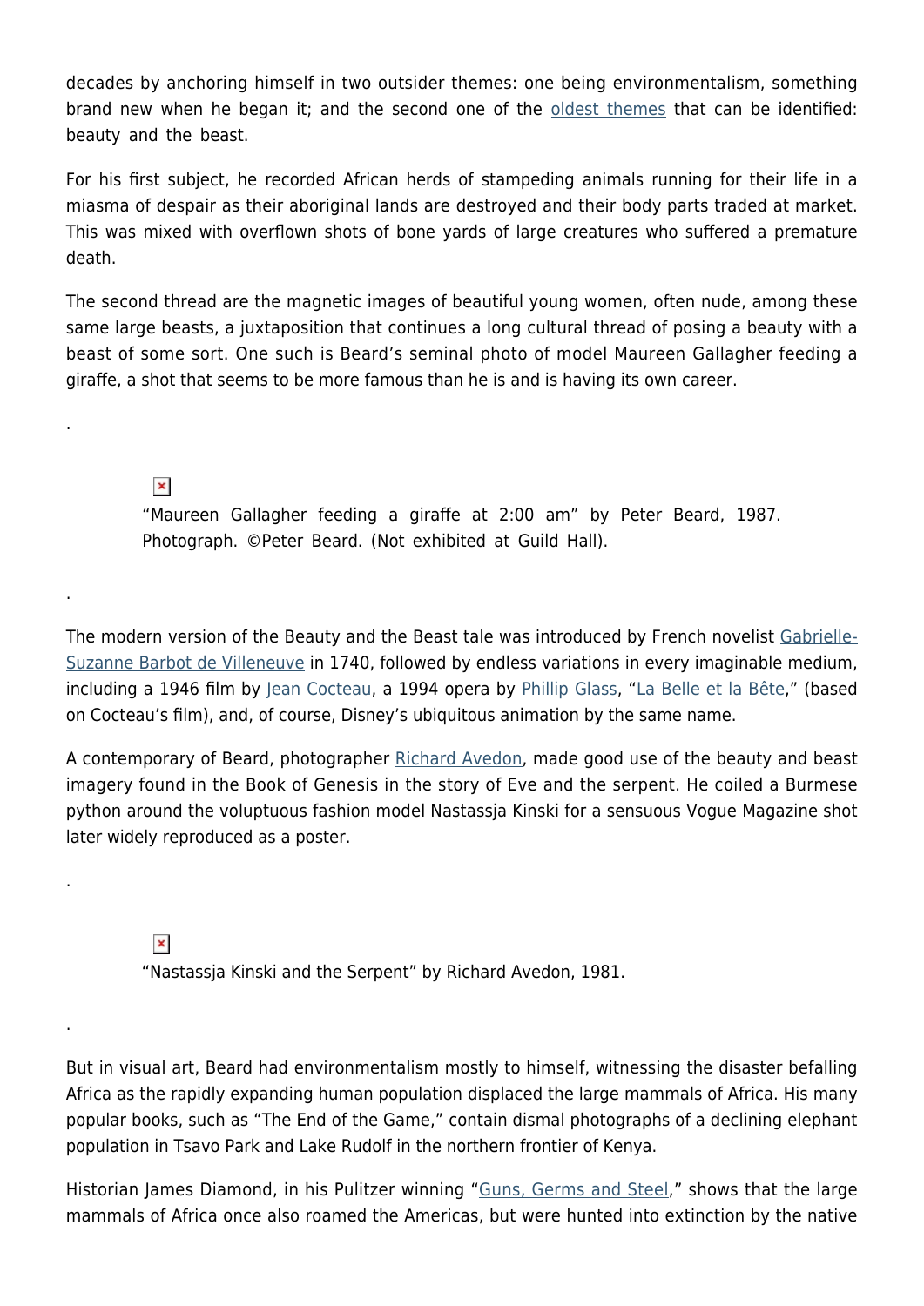decades by anchoring himself in two outsider themes: one being environmentalism, something brand new when he began it; and the second one of the [oldest themes](#) that can be identified: beauty and the beast.

For his first subject, he recorded African herds of stampeding animals running for their life in a miasma of despair as their aboriginal lands are destroyed and their body parts traded at market. This was mixed with overflown shots of bone yards of large creatures who suffered a premature death.

The second thread are the magnetic images of beautiful young women, often nude, among these same large beasts, a juxtaposition that continues a long cultural thread of posing a beauty with a beast of some sort. One such is Beard's seminal photo of model Maureen Gallagher feeding a giraffe, a shot that seems to be more famous than he is and is having its own career.

.

"Maureen Gallagher feeding a giraffe at 2:00 am" by Peter Beard, 1987. Photograph. ©Peter Beard. (Not exhibited at Guild Hall).

.

The modern version of the Beauty and the Beast tale was introduced by French novelist Gabrielle-Suzanne Barbot de Villeneuve in 1740, followed by endless variations in every imaginable medium, including a 1946 film by Jean Cocteau, a 1994 opera by Phillip Glass, "La Belle et la Bête," (based on Cocteau's film), and, of course, Disney's ubiquitous animation by the same name.

A contemporary of Beard, photographer Richard Avedon, made good use of the beauty and beast imagery found in the Book of Genesis in the story of Eve and the serpent. He coiled a Burmese python around the voluptuous fashion model Nastassja Kinski for a sensuous Vogue Magazine shot later widely reproduced as a poster.

.

"Nastassja Kinski and the Serpent" by Richard Avedon, 1981.

.

But in visual art, Beard had environmentalism mostly to himself, witnessing the disaster befalling Africa as the rapidly expanding human population displaced the large mammals of Africa. His many popular books, such as "The End of the Game," contain dismal photographs of a declining elephant population in Tsavo Park and Lake Rudolf in the northern frontier of Kenya.

Historian James Diamond, in his Pulitzer winning "Guns, Germs and Steel," shows that the large mammals of Africa once also roamed the Americas, but were hunted into extinction by the native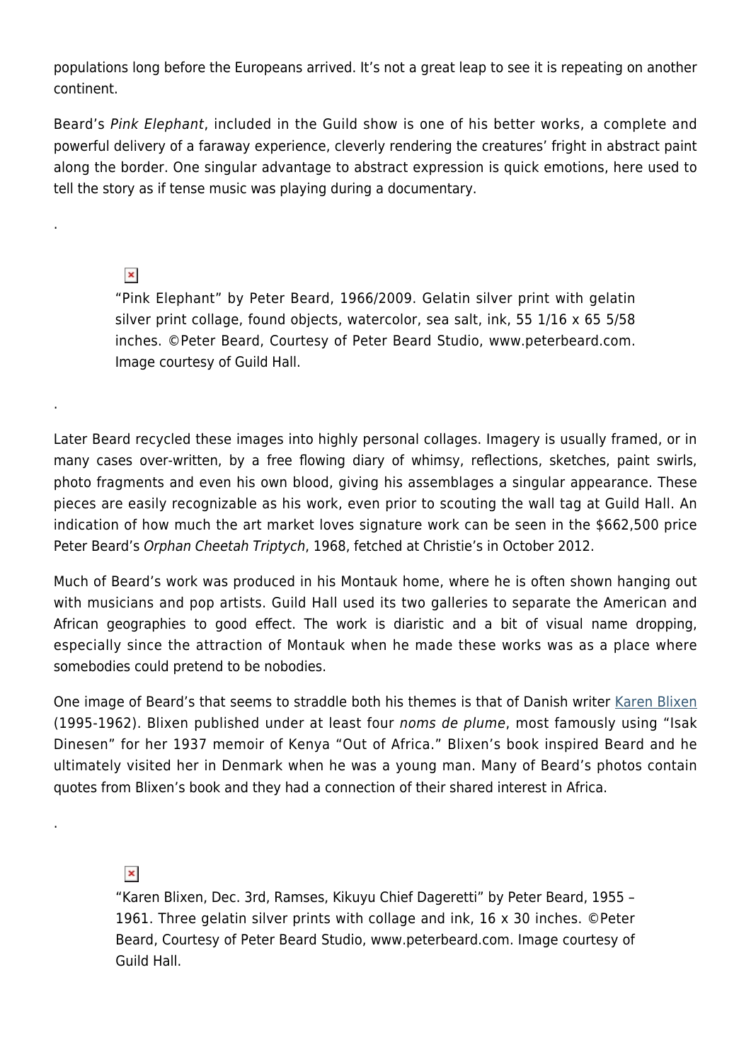populations long before the Europeans arrived. It's not a great leap to see it is repeating on another continent.

Beard's *Pink Elephant*, included in the Guild show is one of his better works, a complete and powerful delivery of a faraway experience, cleverly rendering the creatures' fright in abstract paint along the border. One singular advantage to abstract expression is quick emotions, here used to tell the story as if tense music was playing during a documentary.

.

"Pink Elephant" by Peter Beard, 1966/2009. Gelatin silver print with gelatin silver print collage, found objects, watercolor, sea salt, ink, 55 1/16 x 65 5/58 inches. ©Peter Beard, Courtesy of Peter Beard Studio, www.peterbeard.com. Image courtesy of Guild Hall.

.

Later Beard recycled these images into highly personal collages. Imagery is usually framed, or in many cases over-written, by a free flowing diary of whimsy, reflections, sketches, paint swirls, photo fragments and even his own blood, giving his assemblages a singular appearance. These pieces are easily recognizable as his work, even prior to scouting the wall tag at Guild Hall. An indication of how much the art market loves signature work can be seen in the $662,500 price Peter Beard's *Orphan Cheetah Triptych*, 1968, fetched at Christie's in October 2012.

Much of Beard's work was produced in his Montauk home, where he is often shown hanging out with musicians and pop artists. Guild Hall used its two galleries to separate the American and African geographies to good effect. The work is diaristic and a bit of visual name dropping, especially since the attraction of Montauk when he made these works was as a place where somebodies could pretend to be nobodies.

One image of Beard's that seems to straddle both his themes is that of Danish writer Karen Blixen (1995-1962). Blixen published under at least four *noms de plume*, most famously using "Isak Dinesen" for her 1937 memoir of Kenya "Out of Africa." Blixen's book inspired Beard and he ultimately visited her in Denmark when he was a young man. Many of Beard's photos contain quotes from Blixen's book and they had a connection of their shared interest in Africa.

.

"Karen Blixen, Dec. 3rd, Ramses, Kikuyu Chief Dageretti" by Peter Beard, 1955 – 1961. Three gelatin silver prints with collage and ink, 16 x 30 inches. ©Peter Beard, Courtesy of Peter Beard Studio, www.peterbeard.com. Image courtesy of Guild Hall.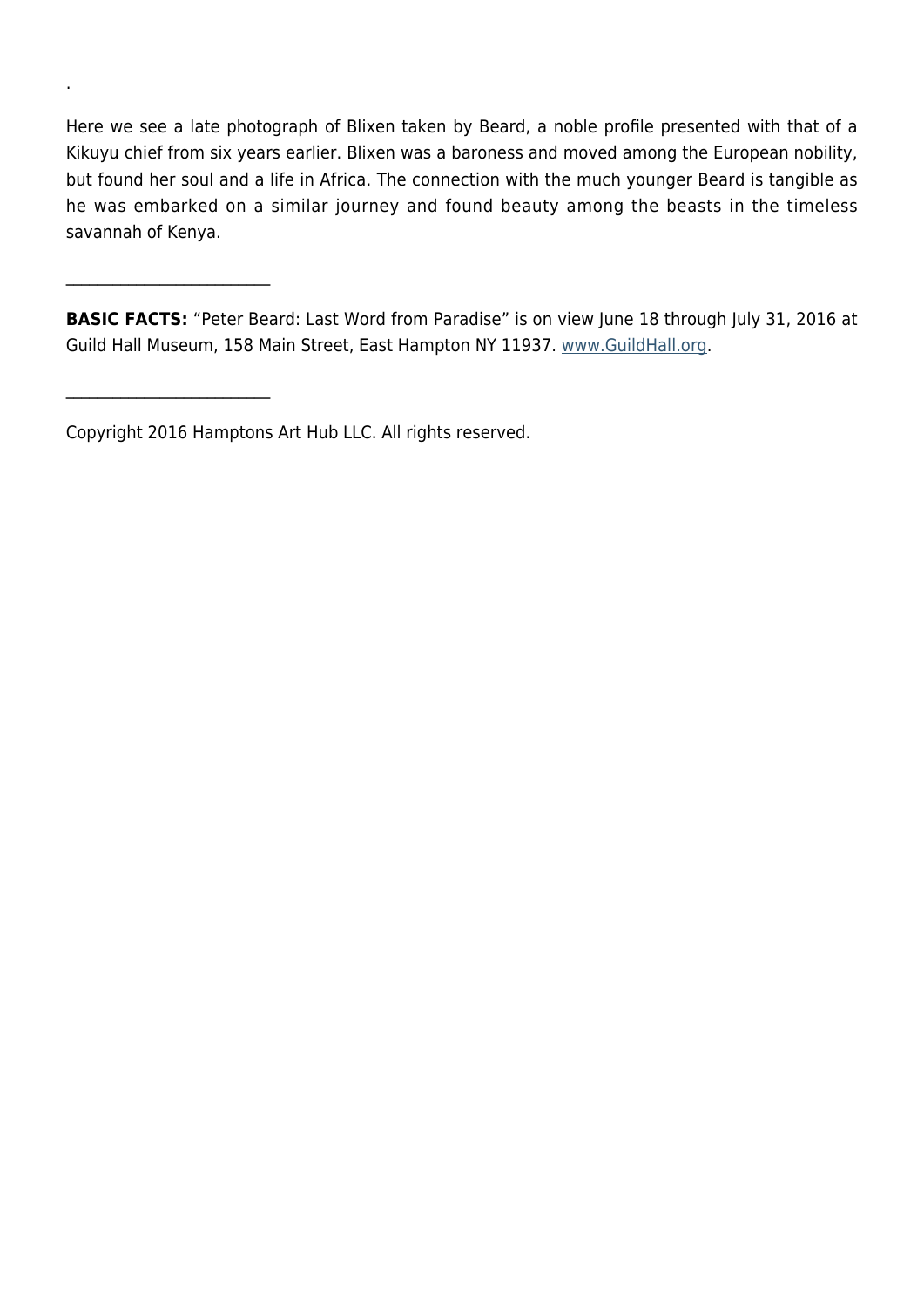.

Here we see a late photograph of Blixen taken by Beard, a noble profile presented with that of a Kikuyu chief from six years earlier. Blixen was a baroness and moved among the European nobility, but found her soul and a life in Africa. The connection with the much younger Beard is tangible as he was embarked on a similar journey and found beauty among the beasts in the timeless savannah of Kenya.

\_\_\_\_\_\_\_\_\_\_\_\_\_\_\_\_\_\_\_\_\_\_\_\_\_

**BASIC FACTS:** "Peter Beard: Last Word from Paradise" is on view June 18 through July 31, 2016 at Guild Hall Museum, 158 Main Street, East Hampton NY 11937. [www.GuildHall.org](http://www.GuildHall.org).

\_\_\_\_\_\_\_\_\_\_\_\_\_\_\_\_\_\_\_\_\_\_\_\_\_

Copyright 2016 Hamptons Art Hub LLC. All rights reserved.